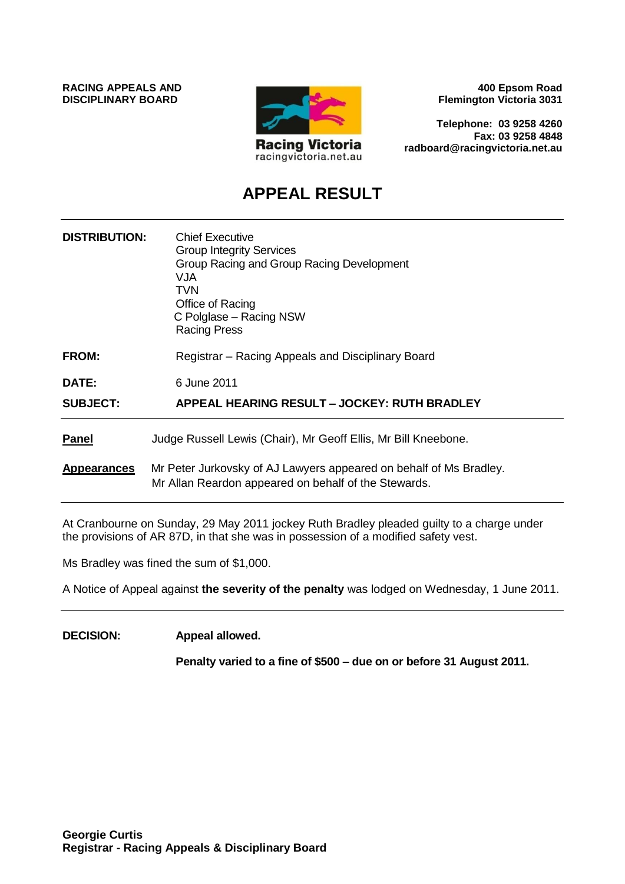**RACING APPEALS AND DISCIPLINARY BOARD**

Racing Victoria
racingvictoria.net.au

**400 Epsom Road**
**Flemington Victoria 3031**

**Telephone: 03 9258 4260**
**Fax: 03 9258 4848**
**radboard@racingvictoria.net.au**

# APPEAL RESULT

---

**DISTRIBUTION:** Chief Executive
Group Integrity Services
Group Racing and Group Racing Development
VJA
TVN
Office of Racing
C Polglase – Racing NSW
Racing Press

**FROM:** Registrar – Racing Appeals and Disciplinary Board

**DATE:** 6 June 2011

**SUBJECT:** **APPEAL HEARING RESULT – JOCKEY: RUTH BRADLEY**

---

**Panel** Judge Russell Lewis (Chair), Mr Geoff Ellis, Mr Bill Kneebone.

**Appearances** Mr Peter Jurkovsky of AJ Lawyers appeared on behalf of Ms Bradley.
Mr Allan Reardon appeared on behalf of the Stewards.

---

At Cranbourne on Sunday, 29 May 2011 jockey Ruth Bradley pleaded guilty to a charge under the provisions of AR 87D, in that she was in possession of a modified safety vest.

Ms Bradley was fined the sum of $1,000.

A Notice of Appeal against **the severity of the penalty** was lodged on Wednesday, 1 June 2011.

---

**DECISION:** **Appeal allowed.**

**Penalty varied to a fine of $500 – due on or before 31 August 2011.**

**Georgie Curtis**
**Registrar - Racing Appeals & Disciplinary Board**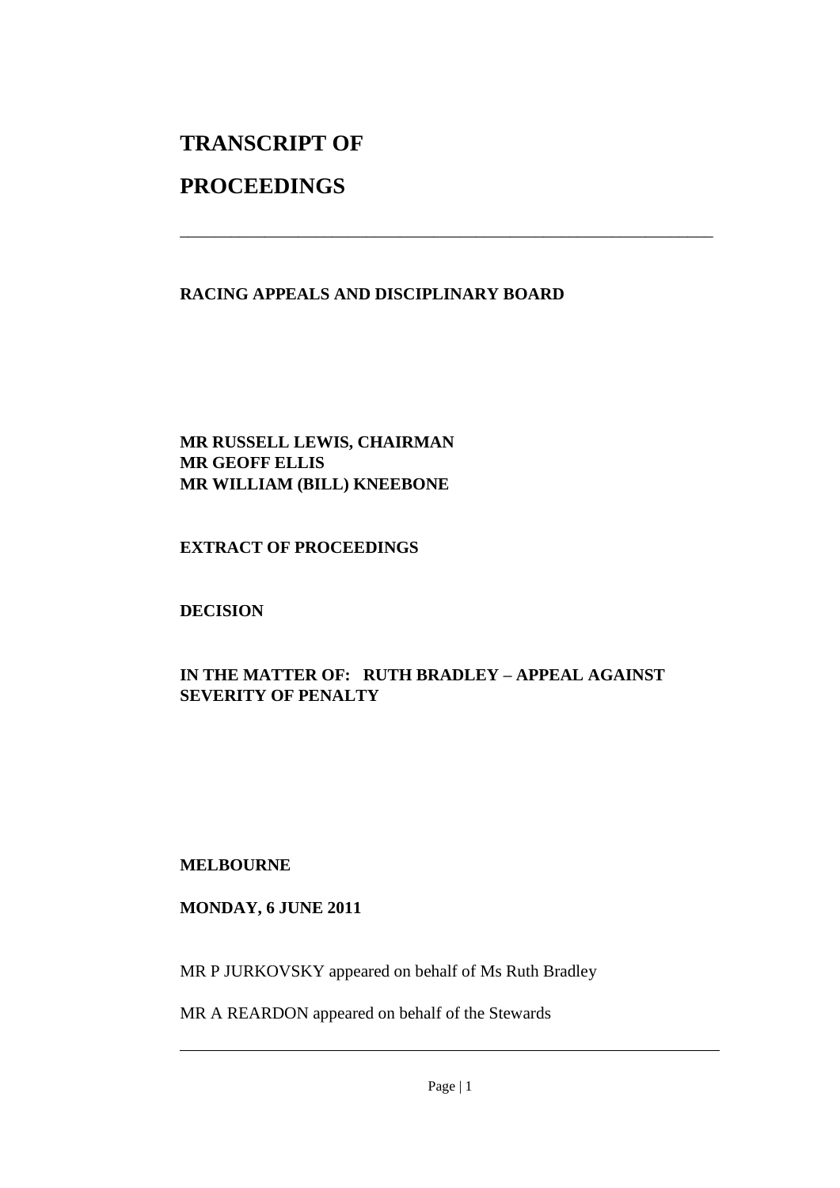# TRANSCRIPT OF PROCEEDINGS

---

**RACING APPEALS AND DISCIPLINARY BOARD**

**MR RUSSELL LEWIS, CHAIRMAN**
**MR GEOFF ELLIS**
**MR WILLIAM (BILL) KNEEBONE**

**EXTRACT OF PROCEEDINGS**

**DECISION**

**IN THE MATTER OF: RUTH BRADLEY – APPEAL AGAINST SEVERITY OF PENALTY**

**MELBOURNE**

**MONDAY, 6 JUNE 2011**

MR P JURKOVSKY appeared on behalf of Ms Ruth Bradley

MR A REARDON appeared on behalf of the Stewards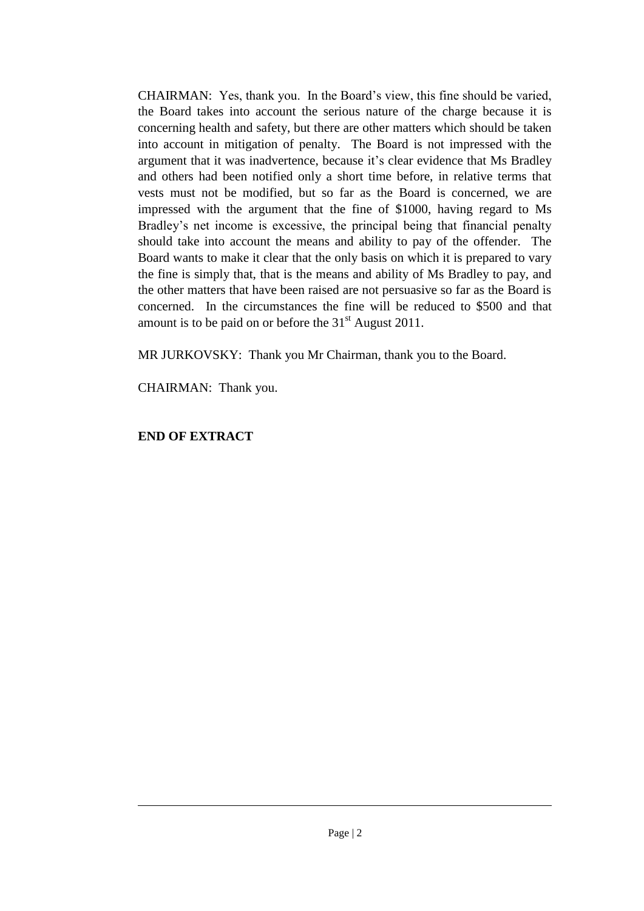CHAIRMAN: Yes, thank you. In the Board's view, this fine should be varied, the Board takes into account the serious nature of the charge because it is concerning health and safety, but there are other matters which should be taken into account in mitigation of penalty. The Board is not impressed with the argument that it was inadvertence, because it's clear evidence that Ms Bradley and others had been notified only a short time before, in relative terms that vests must not be modified, but so far as the Board is concerned, we are impressed with the argument that the fine of \$1000, having regard to Ms Bradley's net income is excessive, the principal being that financial penalty should take into account the means and ability to pay of the offender. The Board wants to make it clear that the only basis on which it is prepared to vary the fine is simply that, that is the means and ability of Ms Bradley to pay, and the other matters that have been raised are not persuasive so far as the Board is concerned. In the circumstances the fine will be reduced to \$500 and that amount is to be paid on or before the 31st August 2011.

MR JURKOVSKY: Thank you Mr Chairman, thank you to the Board.

CHAIRMAN: Thank you.

**END OF EXTRACT**